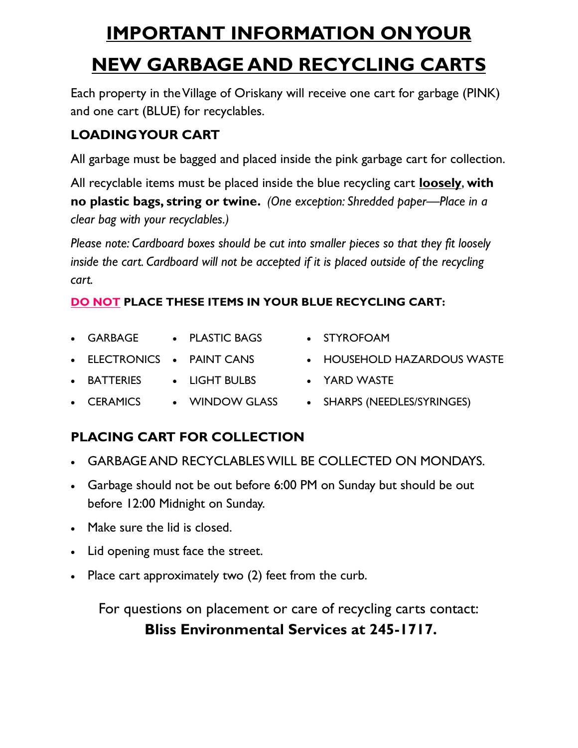# IMPORTANT INFORMATION ON YOUR NEW GARBAGE AND RECYCLING CARTS

Each property in the Village of Oriskany will receive one cart for garbage (PINK) and one cart (BLUE) for recyclables.

## LOADING YOUR CART

All garbage must be bagged and placed inside the pink garbage cart for collection.

All recyclable items must be placed inside the blue recycling cart **loosely**, **with no plastic bags, string or twine.** *(One exception: Shredded paper—Place in a clear bag with your recyclables.)*

*Please note: Cardboard boxes should be cut into smaller pieces so that they fit loosely inside the cart. Cardboard will not be accepted if it is placed outside of the recycling cart.*

**DO NOT PLACE THESE ITEMS IN YOUR BLUE RECYCLING CART:**

- GARBAGE
- PLASTIC BAGS
- STYROFOAM
- ELECTRONICS
- PAINT CANS
- HOUSEHOLD HAZARDOUS WASTE
- BATTERIES
- LIGHT BULBS
- YARD WASTE
- CERAMICS
- WINDOW GLASS
- SHARPS (NEEDLES/SYRINGES)

## PLACING CART FOR COLLECTION

- GARBAGE AND RECYCLABLES WILL BE COLLECTED ON MONDAYS.
- Garbage should not be out before 6:00 PM on Sunday but should be out before 12:00 Midnight on Sunday.
- Make sure the lid is closed.
- Lid opening must face the street.
- Place cart approximately two (2) feet from the curb.

For questions on placement or care of recycling carts contact:
**Bliss Environmental Services at 245-1717.**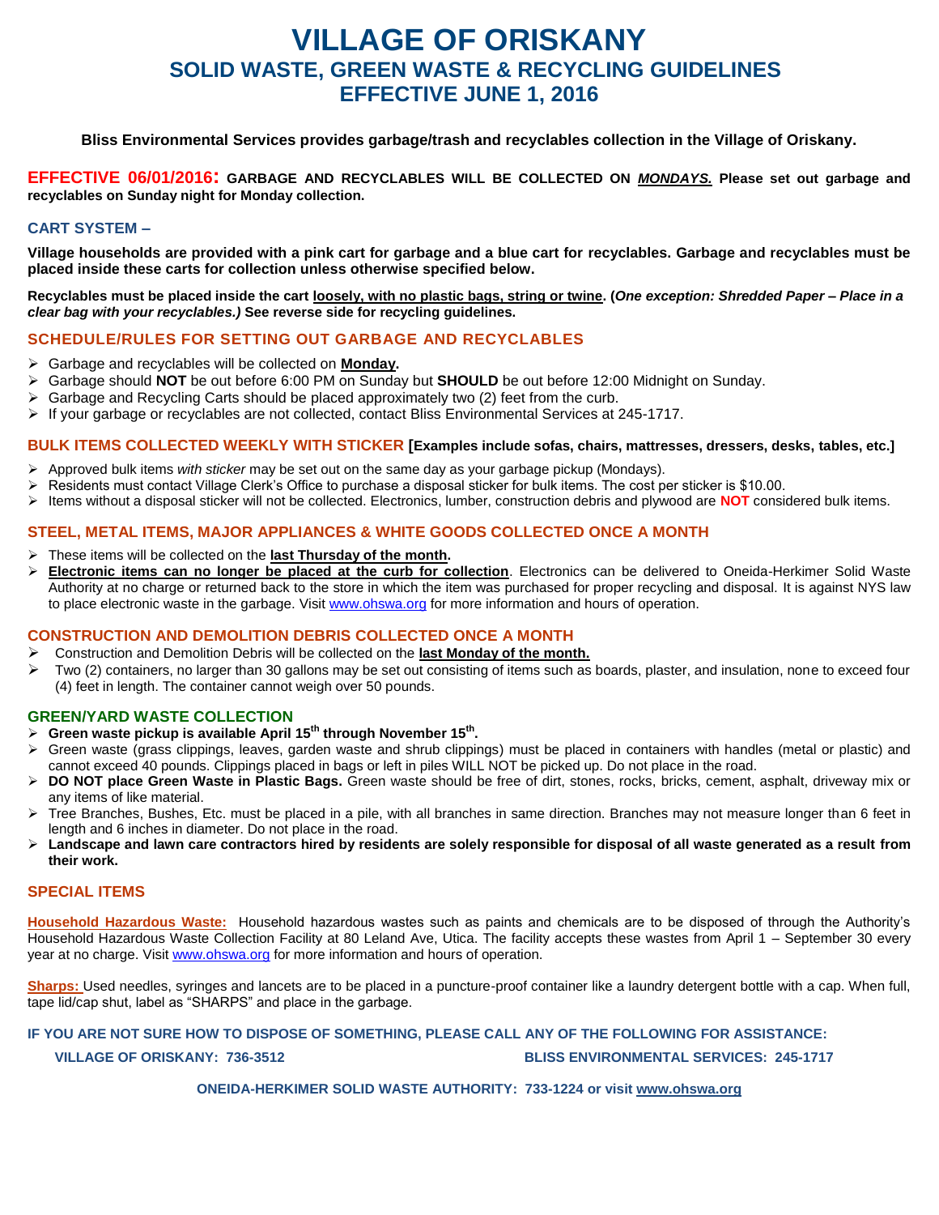# VILLAGE OF ORISKANY

## SOLID WASTE, GREEN WASTE & RECYCLING GUIDELINES

## EFFECTIVE JUNE 1, 2016

**Bliss Environmental Services provides garbage/trash and recyclables collection in the Village of Oriskany.**

**EFFECTIVE 06/01/2016: GARBAGE AND RECYCLABLES WILL BE COLLECTED ON *MONDAYS.* Please set out garbage and recyclables on Sunday night for Monday collection.**

### CART SYSTEM –

**Village households are provided with a pink cart for garbage and a blue cart for recyclables. Garbage and recyclables must be placed inside these carts for collection unless otherwise specified below.**

**Recyclables must be placed inside the cart loosely, with no plastic bags, string or twine. (*One exception: Shredded Paper – Place in a clear bag with your recyclables.*) See reverse side for recycling guidelines.**

### SCHEDULE/RULES FOR SETTING OUT GARBAGE AND RECYCLABLES

- Garbage and recyclables will be collected on **Monday.**
- Garbage should **NOT** be out before 6:00 PM on Sunday but **SHOULD** be out before 12:00 Midnight on Sunday.
- Garbage and Recycling Carts should be placed approximately two (2) feet from the curb.
- If your garbage or recyclables are not collected, contact Bliss Environmental Services at 245-1717.

### BULK ITEMS COLLECTED WEEKLY WITH STICKER [Examples include sofas, chairs, mattresses, dressers, desks, tables, etc.]

- Approved bulk items *with sticker* may be set out on the same day as your garbage pickup (Mondays).
- Residents must contact Village Clerk's Office to purchase a disposal sticker for bulk items. The cost per sticker is $10.00.
- Items without a disposal sticker will not be collected. Electronics, lumber, construction debris and plywood are **NOT** considered bulk items.

### STEEL, METAL ITEMS, MAJOR APPLIANCES & WHITE GOODS COLLECTED ONCE A MONTH

- These items will be collected on the **last Thursday of the month.**
- **Electronic items can no longer be placed at the curb for collection**. Electronics can be delivered to Oneida-Herkimer Solid Waste Authority at no charge or returned back to the store in which the item was purchased for proper recycling and disposal. It is against NYS law to place electronic waste in the garbage. Visit www.ohswa.org for more information and hours of operation.

### CONSTRUCTION AND DEMOLITION DEBRIS COLLECTED ONCE A MONTH

- Construction and Demolition Debris will be collected on the **last Monday of the month.**
- Two (2) containers, no larger than 30 gallons may be set out consisting of items such as boards, plaster, and insulation, none to exceed four (4) feet in length. The container cannot weigh over 50 pounds.

### GREEN/YARD WASTE COLLECTION

- **Green waste pickup is available April 15th through November 15th.**
- Green waste (grass clippings, leaves, garden waste and shrub clippings) must be placed in containers with handles (metal or plastic) and cannot exceed 40 pounds. Clippings placed in bags or left in piles WILL NOT be picked up. Do not place in the road.
- **DO NOT place Green Waste in Plastic Bags.** Green waste should be free of dirt, stones, rocks, bricks, cement, asphalt, driveway mix or any items of like material.
- Tree Branches, Bushes, Etc. must be placed in a pile, with all branches in same direction. Branches may not measure longer than 6 feet in length and 6 inches in diameter. Do not place in the road.
- **Landscape and lawn care contractors hired by residents are solely responsible for disposal of all waste generated as a result from their work.**

### SPECIAL ITEMS

**Household Hazardous Waste:** Household hazardous wastes such as paints and chemicals are to be disposed of through the Authority's Household Hazardous Waste Collection Facility at 80 Leland Ave, Utica. The facility accepts these wastes from April 1 – September 30 every year at no charge. Visit www.ohswa.org for more information and hours of operation.

**Sharps:** Used needles, syringes and lancets are to be placed in a puncture-proof container like a laundry detergent bottle with a cap. When full, tape lid/cap shut, label as "SHARPS" and place in the garbage.

**IF YOU ARE NOT SURE HOW TO DISPOSE OF SOMETHING, PLEASE CALL ANY OF THE FOLLOWING FOR ASSISTANCE:**

**VILLAGE OF ORISKANY: 736-3512**

**BLISS ENVIRONMENTAL SERVICES: 245-1717**

**ONEIDA-HERKIMER SOLID WASTE AUTHORITY: 733-1224 or visit www.ohswa.org**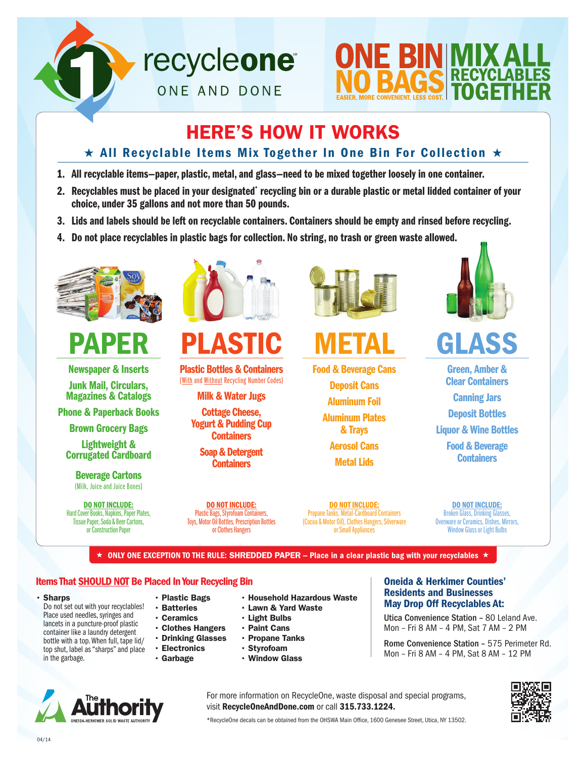# recycleone[SM]

ONE AND DONE

**ONE BIN NO BAGS** | **MIX ALL RECYCLABLES TOGETHER**

EASIER. MORE CONVENIENT. LESS COST.

## HERE'S HOW IT WORKS

★ **All Recyclable Items Mix Together In One Bin For Collection** ★

1. **All recyclable items—paper, plastic, metal, and glass—need to be mixed together loosely in one container.**
2. **Recyclables must be placed in your designated* recycling bin or a durable plastic or metal lidded container of your choice, under 35 gallons and not more than 50 pounds.**
3. **Lids and labels should be left on recyclable containers. Containers should be empty and rinsed before recycling.**
4. **Do not place recyclables in plastic bags for collection. No string, no trash or green waste allowed.**

### PAPER

- Newspaper & Inserts
- Junk Mail, Circulars, Magazines & Catalogs
- Phone & Paperback Books
- Brown Grocery Bags
- Lightweight & Corrugated Cardboard
- Beverage Cartons (Milk, Juice and Juice Boxes)

**DO NOT INCLUDE:** Hard Cover Books, Napkins, Paper Plates, Tissue Paper, Soda & Beer Cartons, or Construction Paper

### PLASTIC

- Plastic Bottles & Containers (With and Without Recycling Number Codes)
- Milk & Water Jugs
- Cottage Cheese, Yogurt & Pudding Cup Containers
- Soap & Detergent Containers

**DO NOT INCLUDE:** Plastic Bags, Styrofoam Containers, Toys, Motor Oil Bottles, Prescription Bottles or Clothes Hangers

### METAL

- Food & Beverage Cans
- Deposit Cans
- Aluminum Foil
- Aluminum Plates & Trays
- Aerosol Cans
- Metal Lids

**DO NOT INCLUDE:** Propane Tanks, Metal-Cardboard Containers (Cocoa & Motor Oil), Clothes Hangers, Silverware or Small Appliances

### GLASS

- Green, Amber & Clear Containers
- Canning Jars
- Deposit Bottles
- Liquor & Wine Bottles
- Food & Beverage Containers

**DO NOT INCLUDE:** Broken Glass, Drinking Glasses, Ovenware or Ceramics, Dishes, Mirrors, Window Glass or Light Bulbs

★ **ONLY ONE EXCEPTION TO THE RULE: SHREDDED PAPER – Place in a clear plastic bag with your recyclables** ★

## Items That SHOULD NOT Be Placed In Your Recycling Bin

- **Sharps**
  Do not set out with your recyclables! Place used needles, syringes and lancets in a puncture-proof plastic container like a laundry detergent bottle with a top. When full, tape lid/top shut, label as "sharps" and place in the garbage.
- **Plastic Bags**
- **Batteries**
- **Ceramics**
- **Clothes Hangers**
- **Drinking Glasses**
- **Electronics**
- **Garbage**
- **Household Hazardous Waste**
- **Lawn & Yard Waste**
- **Light Bulbs**
- **Paint Cans**
- **Propane Tanks**
- **Styrofoam**
- **Window Glass**

## Oneida & Herkimer Counties' Residents and Businesses May Drop Off Recyclables At:

**Utica Convenience Station** – 80 Leland Ave.
Mon – Fri 8 AM – 4 PM, Sat 7 AM – 2 PM

**Rome Convenience Station** – 575 Perimeter Rd.
Mon – Fri 8 AM – 4 PM, Sat 8 AM – 12 PM

The Authority — ONEIDA-HERKIMER SOLID WASTE AUTHORITY

For more information on RecycleOne, waste disposal and special programs, visit **RecycleOneAndDone.com** or call **315.733.1224.**

*RecycleOne decals can be obtained from the OHSWA Main Office, 1600 Genesee Street, Utica, NY 13502.

04/14